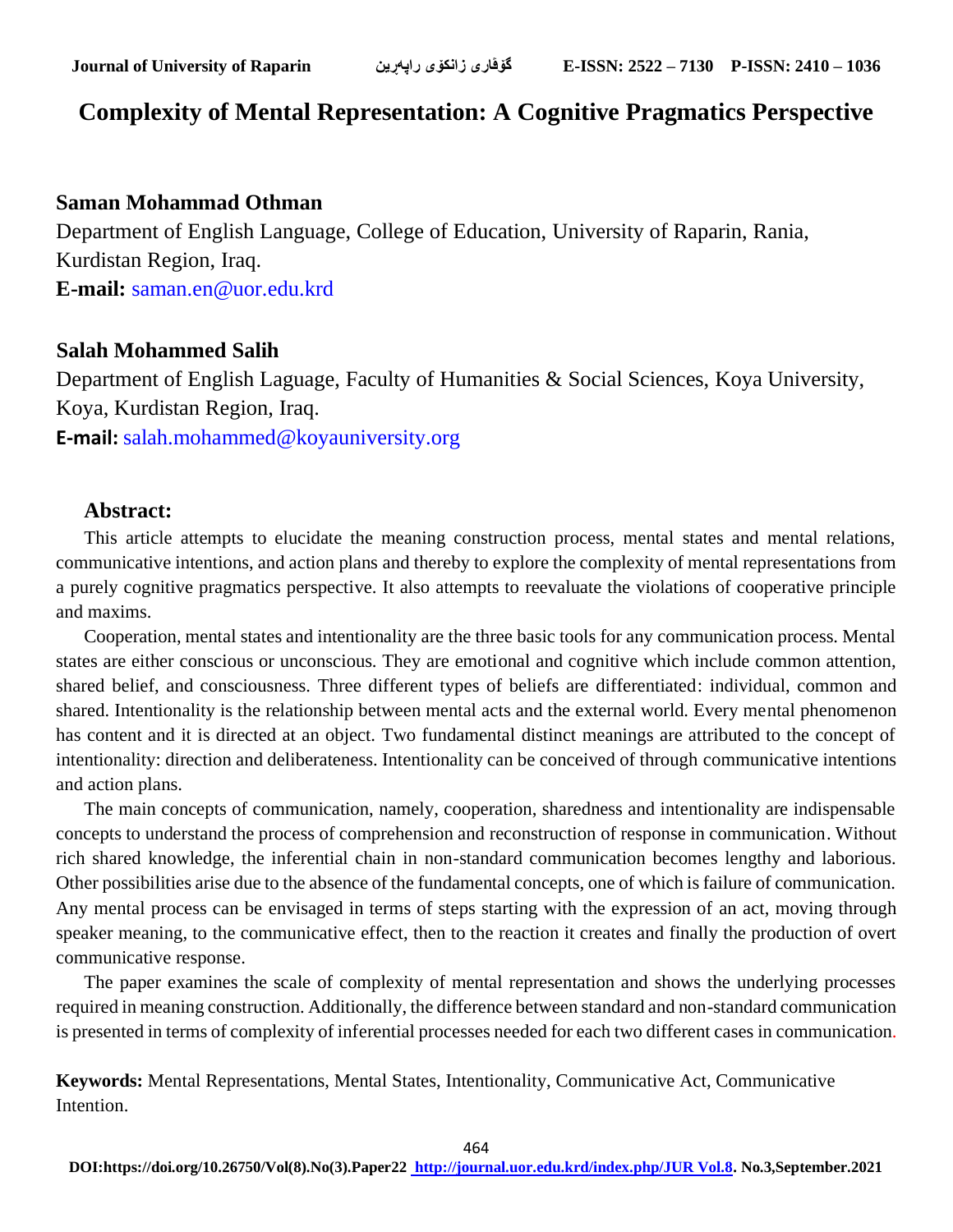# Complexity of Mental Representation: A Cognitive Pragmatics Perspective

**Saman Mohammad Othman**

Department of English Language, College of Education, University of Raparin, Rania, Kurdistan Region, Iraq.

**E-mail:** saman.en@uor.edu.krd

**Salah Mohammed Salih**

Department of English Laguage, Faculty of Humanities & Social Sciences, Koya University, Koya, Kurdistan Region, Iraq.

**E-mail:** salah.mohammed@koyauniversity.org

## Abstract:

This article attempts to elucidate the meaning construction process, mental states and mental relations, communicative intentions, and action plans and thereby to explore the complexity of mental representations from a purely cognitive pragmatics perspective. It also attempts to reevaluate the violations of cooperative principle and maxims.

Cooperation, mental states and intentionality are the three basic tools for any communication process. Mental states are either conscious or unconscious. They are emotional and cognitive which include common attention, shared belief, and consciousness. Three different types of beliefs are differentiated: individual, common and shared. Intentionality is the relationship between mental acts and the external world. Every mental phenomenon has content and it is directed at an object. Two fundamental distinct meanings are attributed to the concept of intentionality: direction and deliberateness. Intentionality can be conceived of through communicative intentions and action plans.

The main concepts of communication, namely, cooperation, sharedness and intentionality are indispensable concepts to understand the process of comprehension and reconstruction of response in communication. Without rich shared knowledge, the inferential chain in non-standard communication becomes lengthy and laborious. Other possibilities arise due to the absence of the fundamental concepts, one of which is failure of communication. Any mental process can be envisaged in terms of steps starting with the expression of an act, moving through speaker meaning, to the communicative effect, then to the reaction it creates and finally the production of overt communicative response.

The paper examines the scale of complexity of mental representation and shows the underlying processes required in meaning construction. Additionally, the difference between standard and non-standard communication is presented in terms of complexity of inferential processes needed for each two different cases in communication.

**Keywords:** Mental Representations, Mental States, Intentionality, Communicative Act, Communicative Intention.

DOI:https://doi.org/10.26750/Vol(8).No(3).Paper22 http://journal.uor.edu.krd/index.php/JUR Vol.8. No.3,September.2021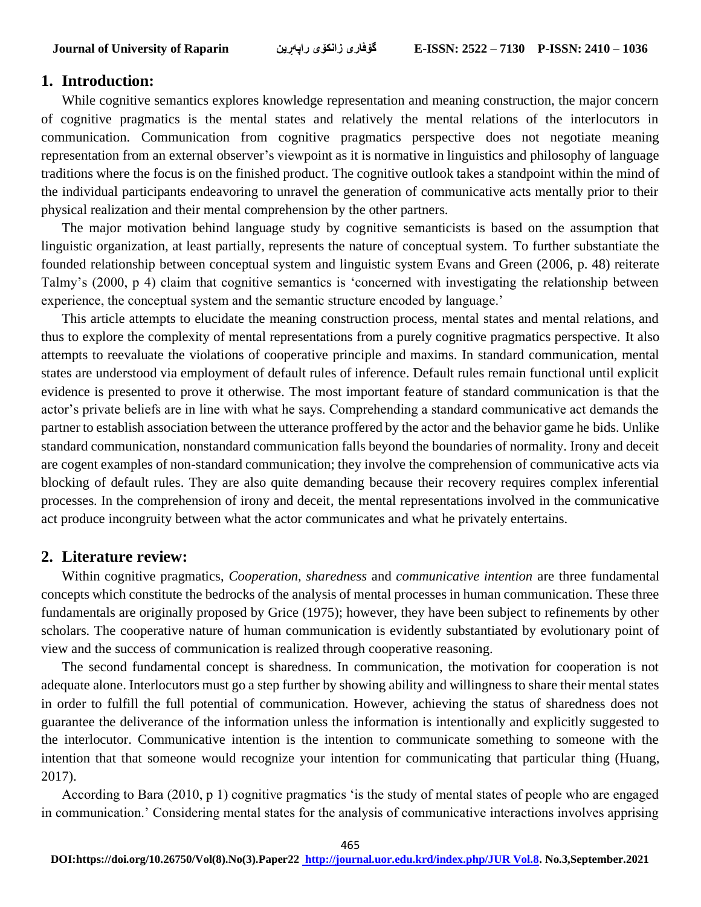## 1. Introduction:

While cognitive semantics explores knowledge representation and meaning construction, the major concern of cognitive pragmatics is the mental states and relatively the mental relations of the interlocutors in communication. Communication from cognitive pragmatics perspective does not negotiate meaning representation from an external observer's viewpoint as it is normative in linguistics and philosophy of language traditions where the focus is on the finished product. The cognitive outlook takes a standpoint within the mind of the individual participants endeavoring to unravel the generation of communicative acts mentally prior to their physical realization and their mental comprehension by the other partners.

The major motivation behind language study by cognitive semanticists is based on the assumption that linguistic organization, at least partially, represents the nature of conceptual system. To further substantiate the founded relationship between conceptual system and linguistic system Evans and Green (2006, p. 48) reiterate Talmy's (2000, p 4) claim that cognitive semantics is 'concerned with investigating the relationship between experience, the conceptual system and the semantic structure encoded by language.'

This article attempts to elucidate the meaning construction process, mental states and mental relations, and thus to explore the complexity of mental representations from a purely cognitive pragmatics perspective. It also attempts to reevaluate the violations of cooperative principle and maxims. In standard communication, mental states are understood via employment of default rules of inference. Default rules remain functional until explicit evidence is presented to prove it otherwise. The most important feature of standard communication is that the actor's private beliefs are in line with what he says. Comprehending a standard communicative act demands the partner to establish association between the utterance proffered by the actor and the behavior game he bids. Unlike standard communication, nonstandard communication falls beyond the boundaries of normality. Irony and deceit are cogent examples of non-standard communication; they involve the comprehension of communicative acts via blocking of default rules. They are also quite demanding because their recovery requires complex inferential processes. In the comprehension of irony and deceit, the mental representations involved in the communicative act produce incongruity between what the actor communicates and what he privately entertains.

## 2. Literature review:

Within cognitive pragmatics, *Cooperation, sharedness* and *communicative intention* are three fundamental concepts which constitute the bedrocks of the analysis of mental processes in human communication. These three fundamentals are originally proposed by Grice (1975); however, they have been subject to refinements by other scholars. The cooperative nature of human communication is evidently substantiated by evolutionary point of view and the success of communication is realized through cooperative reasoning.

The second fundamental concept is sharedness. In communication, the motivation for cooperation is not adequate alone. Interlocutors must go a step further by showing ability and willingness to share their mental states in order to fulfill the full potential of communication. However, achieving the status of sharedness does not guarantee the deliverance of the information unless the information is intentionally and explicitly suggested to the interlocutor. Communicative intention is the intention to communicate something to someone with the intention that that someone would recognize your intention for communicating that particular thing (Huang, 2017).

According to Bara (2010, p 1) cognitive pragmatics 'is the study of mental states of people who are engaged in communication.' Considering mental states for the analysis of communicative interactions involves apprising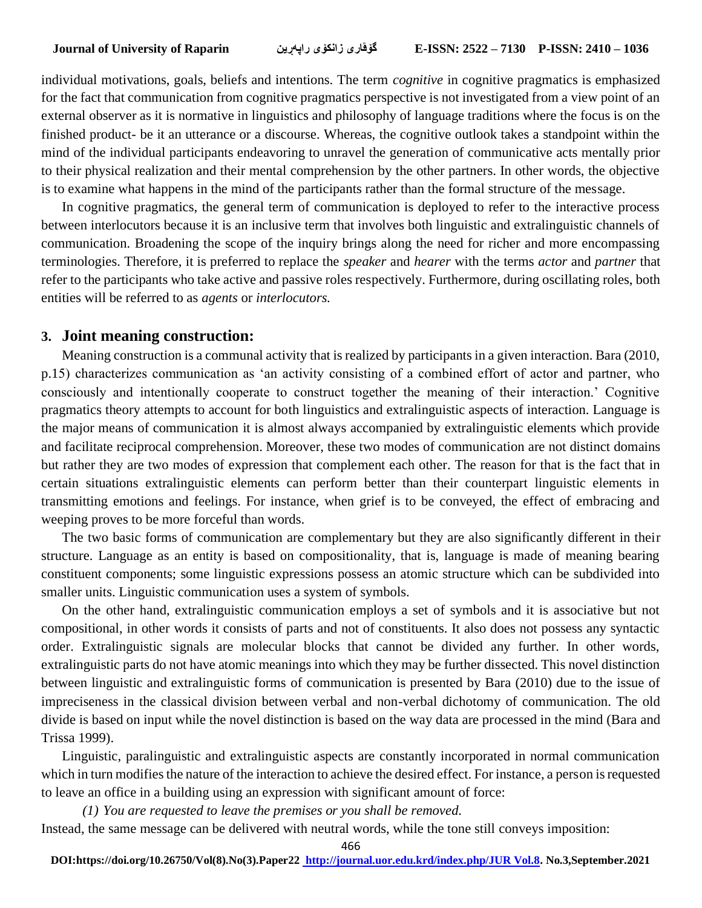individual motivations, goals, beliefs and intentions. The term *cognitive* in cognitive pragmatics is emphasized for the fact that communication from cognitive pragmatics perspective is not investigated from a view point of an external observer as it is normative in linguistics and philosophy of language traditions where the focus is on the finished product- be it an utterance or a discourse. Whereas, the cognitive outlook takes a standpoint within the mind of the individual participants endeavoring to unravel the generation of communicative acts mentally prior to their physical realization and their mental comprehension by the other partners. In other words, the objective is to examine what happens in the mind of the participants rather than the formal structure of the message.

In cognitive pragmatics, the general term of communication is deployed to refer to the interactive process between interlocutors because it is an inclusive term that involves both linguistic and extralinguistic channels of communication. Broadening the scope of the inquiry brings along the need for richer and more encompassing terminologies. Therefore, it is preferred to replace the *speaker* and *hearer* with the terms *actor* and *partner* that refer to the participants who take active and passive roles respectively. Furthermore, during oscillating roles, both entities will be referred to as *agents* or *interlocutors.*

## 3. Joint meaning construction:

Meaning construction is a communal activity that is realized by participants in a given interaction. Bara (2010, p.15) characterizes communication as 'an activity consisting of a combined effort of actor and partner, who consciously and intentionally cooperate to construct together the meaning of their interaction.' Cognitive pragmatics theory attempts to account for both linguistics and extralinguistic aspects of interaction. Language is the major means of communication it is almost always accompanied by extralinguistic elements which provide and facilitate reciprocal comprehension. Moreover, these two modes of communication are not distinct domains but rather they are two modes of expression that complement each other. The reason for that is the fact that in certain situations extralinguistic elements can perform better than their counterpart linguistic elements in transmitting emotions and feelings. For instance, when grief is to be conveyed, the effect of embracing and weeping proves to be more forceful than words.

The two basic forms of communication are complementary but they are also significantly different in their structure. Language as an entity is based on compositionality, that is, language is made of meaning bearing constituent components; some linguistic expressions possess an atomic structure which can be subdivided into smaller units. Linguistic communication uses a system of symbols.

On the other hand, extralinguistic communication employs a set of symbols and it is associative but not compositional, in other words it consists of parts and not of constituents. It also does not possess any syntactic order. Extralinguistic signals are molecular blocks that cannot be divided any further. In other words, extralinguistic parts do not have atomic meanings into which they may be further dissected. This novel distinction between linguistic and extralinguistic forms of communication is presented by Bara (2010) due to the issue of impreciseness in the classical division between verbal and non-verbal dichotomy of communication. The old divide is based on input while the novel distinction is based on the way data are processed in the mind (Bara and Trissa 1999).

Linguistic, paralinguistic and extralinguistic aspects are constantly incorporated in normal communication which in turn modifies the nature of the interaction to achieve the desired effect. For instance, a person is requested to leave an office in a building using an expression with significant amount of force:

*(1) You are requested to leave the premises or you shall be removed.*

Instead, the same message can be delivered with neutral words, while the tone still conveys imposition: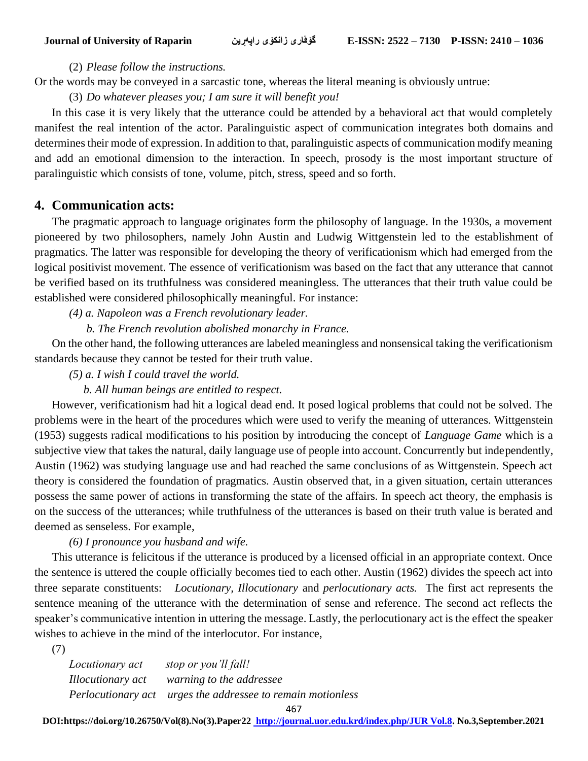(2) *Please follow the instructions.*

Or the words may be conveyed in a sarcastic tone, whereas the literal meaning is obviously untrue:

(3) *Do whatever pleases you; I am sure it will benefit you!*

In this case it is very likely that the utterance could be attended by a behavioral act that would completely manifest the real intention of the actor. Paralinguistic aspect of communication integrates both domains and determines their mode of expression. In addition to that, paralinguistic aspects of communication modify meaning and add an emotional dimension to the interaction. In speech, prosody is the most important structure of paralinguistic which consists of tone, volume, pitch, stress, speed and so forth.

## 4. Communication acts:

The pragmatic approach to language originates form the philosophy of language. In the 1930s, a movement pioneered by two philosophers, namely John Austin and Ludwig Wittgenstein led to the establishment of pragmatics. The latter was responsible for developing the theory of verificationism which had emerged from the logical positivist movement. The essence of verificationism was based on the fact that any utterance that cannot be verified based on its truthfulness was considered meaningless. The utterances that their truth value could be established were considered philosophically meaningful. For instance:

*(4) a. Napoleon was a French revolutionary leader.*

*b. The French revolution abolished monarchy in France.*

On the other hand, the following utterances are labeled meaningless and nonsensical taking the verificationism standards because they cannot be tested for their truth value.

*(5) a. I wish I could travel the world.*

*b. All human beings are entitled to respect.*

However, verificationism had hit a logical dead end. It posed logical problems that could not be solved. The problems were in the heart of the procedures which were used to verify the meaning of utterances. Wittgenstein (1953) suggests radical modifications to his position by introducing the concept of *Language Game* which is a subjective view that takes the natural, daily language use of people into account. Concurrently but independently, Austin (1962) was studying language use and had reached the same conclusions of as Wittgenstein. Speech act theory is considered the foundation of pragmatics. Austin observed that, in a given situation, certain utterances possess the same power of actions in transforming the state of the affairs. In speech act theory, the emphasis is on the success of the utterances; while truthfulness of the utterances is based on their truth value is berated and deemed as senseless. For example,

*(6) I pronounce you husband and wife.*

This utterance is felicitous if the utterance is produced by a licensed official in an appropriate context. Once the sentence is uttered the couple officially becomes tied to each other. Austin (1962) divides the speech act into three separate constituents: *Locutionary, Illocutionary* and *perlocutionary acts.* The first act represents the sentence meaning of the utterance with the determination of sense and reference. The second act reflects the speaker's communicative intention in uttering the message. Lastly, the perlocutionary act is the effect the speaker wishes to achieve in the mind of the interlocutor. For instance,

(7)

| | |
|---|---|
| *Locutionary act* | *stop or you'll fall!* |
| *Illocutionary act* | *warning to the addressee* |
| *Perlocutionary act* | *urges the addressee to remain motionless* |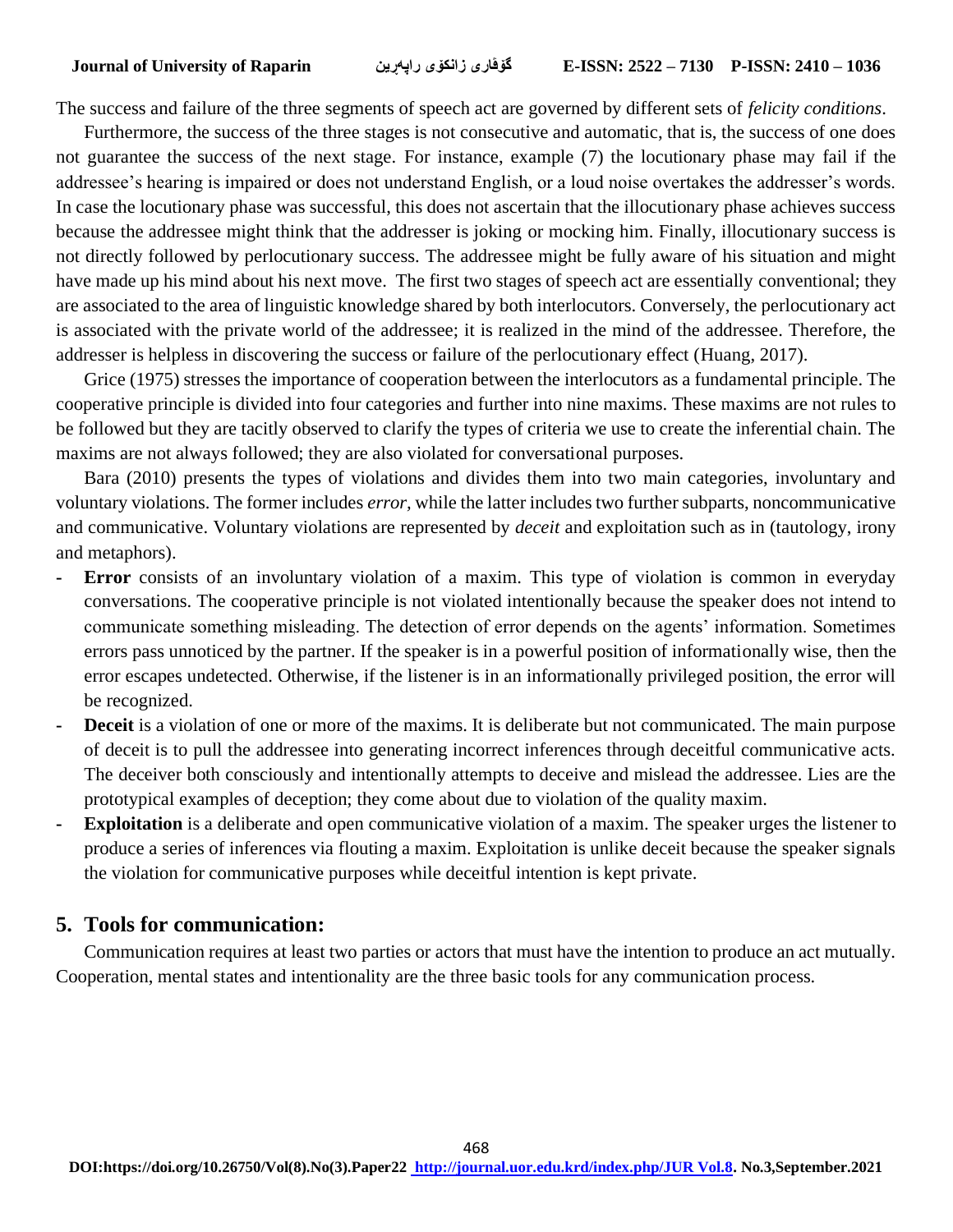The success and failure of the three segments of speech act are governed by different sets of *felicity conditions*.

Furthermore, the success of the three stages is not consecutive and automatic, that is, the success of one does not guarantee the success of the next stage. For instance, example (7) the locutionary phase may fail if the addressee's hearing is impaired or does not understand English, or a loud noise overtakes the addresser's words. In case the locutionary phase was successful, this does not ascertain that the illocutionary phase achieves success because the addressee might think that the addresser is joking or mocking him. Finally, illocutionary success is not directly followed by perlocutionary success. The addressee might be fully aware of his situation and might have made up his mind about his next move. The first two stages of speech act are essentially conventional; they are associated to the area of linguistic knowledge shared by both interlocutors. Conversely, the perlocutionary act is associated with the private world of the addressee; it is realized in the mind of the addressee. Therefore, the addresser is helpless in discovering the success or failure of the perlocutionary effect (Huang, 2017).

Grice (1975) stresses the importance of cooperation between the interlocutors as a fundamental principle. The cooperative principle is divided into four categories and further into nine maxims. These maxims are not rules to be followed but they are tacitly observed to clarify the types of criteria we use to create the inferential chain. The maxims are not always followed; they are also violated for conversational purposes.

Bara (2010) presents the types of violations and divides them into two main categories, involuntary and voluntary violations. The former includes *error,* while the latter includes two further subparts, noncommunicative and communicative. Voluntary violations are represented by *deceit* and exploitation such as in (tautology, irony and metaphors).

- **Error** consists of an involuntary violation of a maxim. This type of violation is common in everyday conversations. The cooperative principle is not violated intentionally because the speaker does not intend to communicate something misleading. The detection of error depends on the agents' information. Sometimes errors pass unnoticed by the partner. If the speaker is in a powerful position of informationally wise, then the error escapes undetected. Otherwise, if the listener is in an informationally privileged position, the error will be recognized.
- **Deceit** is a violation of one or more of the maxims. It is deliberate but not communicated. The main purpose of deceit is to pull the addressee into generating incorrect inferences through deceitful communicative acts. The deceiver both consciously and intentionally attempts to deceive and mislead the addressee. Lies are the prototypical examples of deception; they come about due to violation of the quality maxim.
- **Exploitation** is a deliberate and open communicative violation of a maxim. The speaker urges the listener to produce a series of inferences via flouting a maxim. Exploitation is unlike deceit because the speaker signals the violation for communicative purposes while deceitful intention is kept private.

## 5. Tools for communication:

Communication requires at least two parties or actors that must have the intention to produce an act mutually. Cooperation, mental states and intentionality are the three basic tools for any communication process.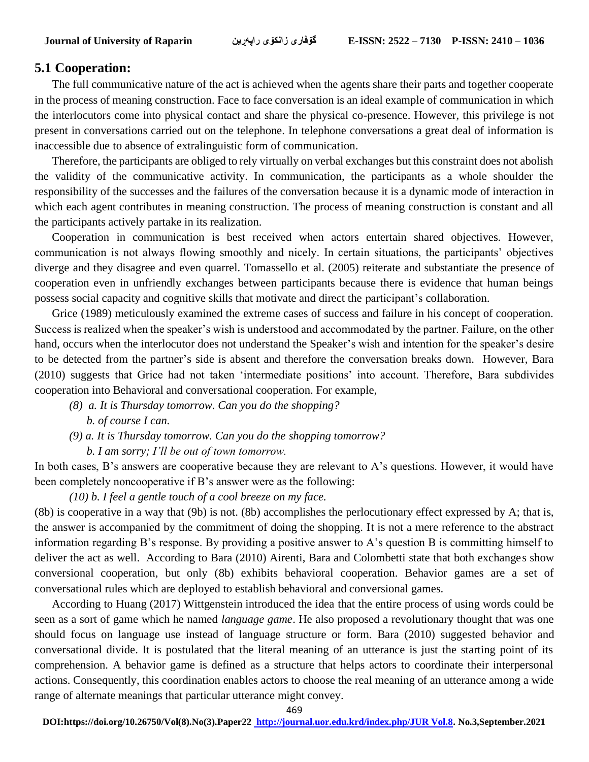## 5.1 Cooperation:

The full communicative nature of the act is achieved when the agents share their parts and together cooperate in the process of meaning construction. Face to face conversation is an ideal example of communication in which the interlocutors come into physical contact and share the physical co-presence. However, this privilege is not present in conversations carried out on the telephone. In telephone conversations a great deal of information is inaccessible due to absence of extralinguistic form of communication.

Therefore, the participants are obliged to rely virtually on verbal exchanges but this constraint does not abolish the validity of the communicative activity. In communication, the participants as a whole shoulder the responsibility of the successes and the failures of the conversation because it is a dynamic mode of interaction in which each agent contributes in meaning construction. The process of meaning construction is constant and all the participants actively partake in its realization.

Cooperation in communication is best received when actors entertain shared objectives. However, communication is not always flowing smoothly and nicely. In certain situations, the participants' objectives diverge and they disagree and even quarrel. Tomassello et al. (2005) reiterate and substantiate the presence of cooperation even in unfriendly exchanges between participants because there is evidence that human beings possess social capacity and cognitive skills that motivate and direct the participant's collaboration.

Grice (1989) meticulously examined the extreme cases of success and failure in his concept of cooperation. Success is realized when the speaker's wish is understood and accommodated by the partner. Failure, on the other hand, occurs when the interlocutor does not understand the Speaker's wish and intention for the speaker's desire to be detected from the partner's side is absent and therefore the conversation breaks down. However, Bara (2010) suggests that Grice had not taken 'intermediate positions' into account. Therefore, Bara subdivides cooperation into Behavioral and conversational cooperation. For example,

*(8) a. It is Thursday tomorrow. Can you do the shopping?*
*b. of course I can.*

*(9) a. It is Thursday tomorrow. Can you do the shopping tomorrow?*
*b. I am sorry; I'll be out of town tomorrow.*

In both cases, B's answers are cooperative because they are relevant to A's questions. However, it would have been completely noncooperative if B's answer were as the following:

*(10) b. I feel a gentle touch of a cool breeze on my face.*

(8b) is cooperative in a way that (9b) is not. (8b) accomplishes the perlocutionary effect expressed by A; that is, the answer is accompanied by the commitment of doing the shopping. It is not a mere reference to the abstract information regarding B's response. By providing a positive answer to A's question B is committing himself to deliver the act as well. According to Bara (2010) Airenti, Bara and Colombetti state that both exchanges show conversional cooperation, but only (8b) exhibits behavioral cooperation. Behavior games are a set of conversational rules which are deployed to establish behavioral and conversional games.

According to Huang (2017) Wittgenstein introduced the idea that the entire process of using words could be seen as a sort of game which he named *language game*. He also proposed a revolutionary thought that was one should focus on language use instead of language structure or form. Bara (2010) suggested behavior and conversational divide. It is postulated that the literal meaning of an utterance is just the starting point of its comprehension. A behavior game is defined as a structure that helps actors to coordinate their interpersonal actions. Consequently, this coordination enables actors to choose the real meaning of an utterance among a wide range of alternate meanings that particular utterance might convey.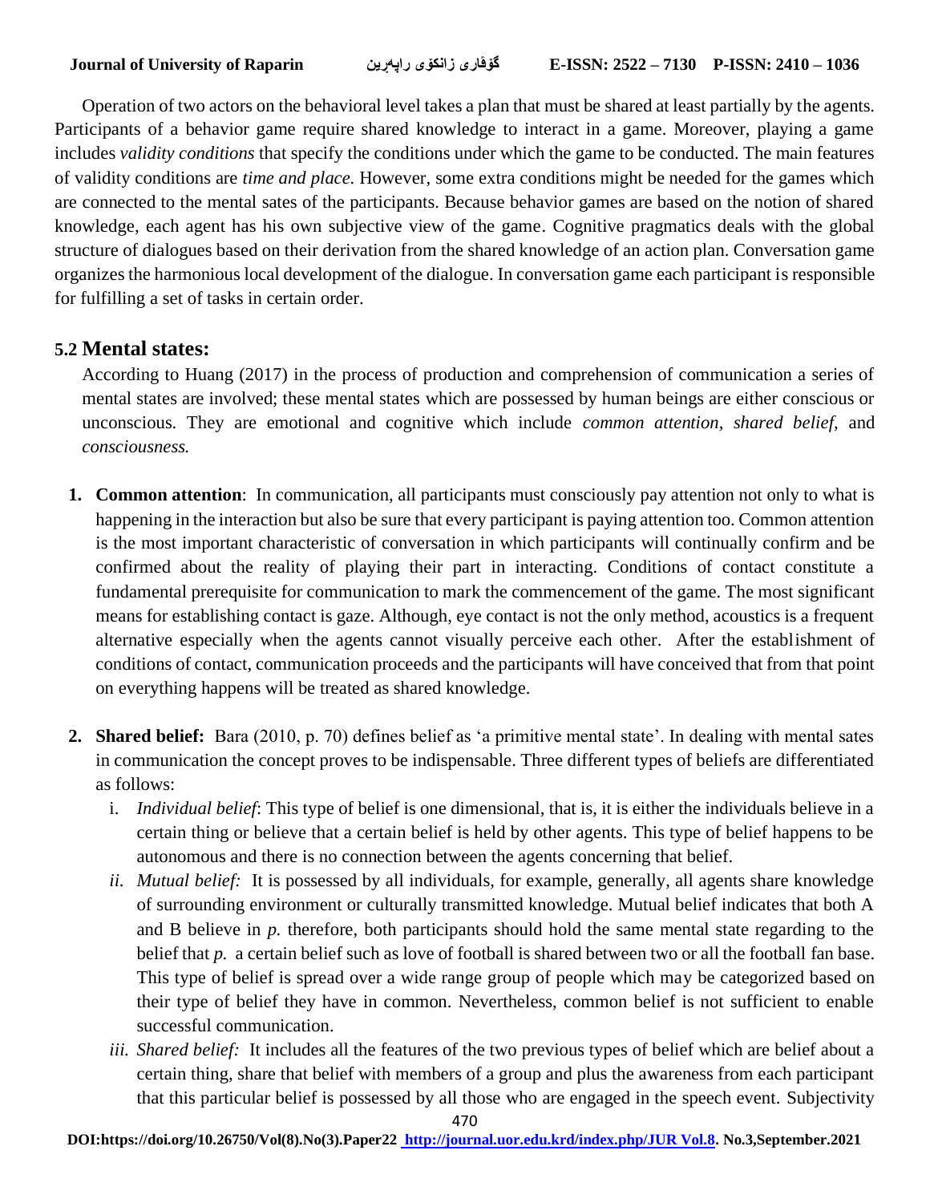Operation of two actors on the behavioral level takes a plan that must be shared at least partially by the agents. Participants of a behavior game require shared knowledge to interact in a game. Moreover, playing a game includes *validity conditions* that specify the conditions under which the game to be conducted. The main features of validity conditions are *time and place.* However, some extra conditions might be needed for the games which are connected to the mental sates of the participants. Because behavior games are based on the notion of shared knowledge, each agent has his own subjective view of the game. Cognitive pragmatics deals with the global structure of dialogues based on their derivation from the shared knowledge of an action plan. Conversation game organizes the harmonious local development of the dialogue. In conversation game each participant is responsible for fulfilling a set of tasks in certain order.

## 5.2 Mental states:

According to Huang (2017) in the process of production and comprehension of communication a series of mental states are involved; these mental states which are possessed by human beings are either conscious or unconscious. They are emotional and cognitive which include *common attention, shared belief,* and *consciousness.*

1. **Common attention**: In communication, all participants must consciously pay attention not only to what is happening in the interaction but also be sure that every participant is paying attention too. Common attention is the most important characteristic of conversation in which participants will continually confirm and be confirmed about the reality of playing their part in interacting. Conditions of contact constitute a fundamental prerequisite for communication to mark the commencement of the game. The most significant means for establishing contact is gaze. Although, eye contact is not the only method, acoustics is a frequent alternative especially when the agents cannot visually perceive each other. After the establishment of conditions of contact, communication proceeds and the participants will have conceived that from that point on everything happens will be treated as shared knowledge.

2. **Shared belief:** Bara (2010, p. 70) defines belief as 'a primitive mental state'. In dealing with mental sates in communication the concept proves to be indispensable. Three different types of beliefs are differentiated as follows:
   i. *Individual belief*: This type of belief is one dimensional, that is, it is either the individuals believe in a certain thing or believe that a certain belief is held by other agents. This type of belief happens to be autonomous and there is no connection between the agents concerning that belief.
   *ii. Mutual belief:* It is possessed by all individuals, for example, generally, all agents share knowledge of surrounding environment or culturally transmitted knowledge. Mutual belief indicates that both A and B believe in *p.* therefore, both participants should hold the same mental state regarding to the belief that *p.* a certain belief such as love of football is shared between two or all the football fan base. This type of belief is spread over a wide range group of people which may be categorized based on their type of belief they have in common. Nevertheless, common belief is not sufficient to enable successful communication.
   *iii. Shared belief:* It includes all the features of the two previous types of belief which are belief about a certain thing, share that belief with members of a group and plus the awareness from each participant that this particular belief is possessed by all those who are engaged in the speech event. Subjectivity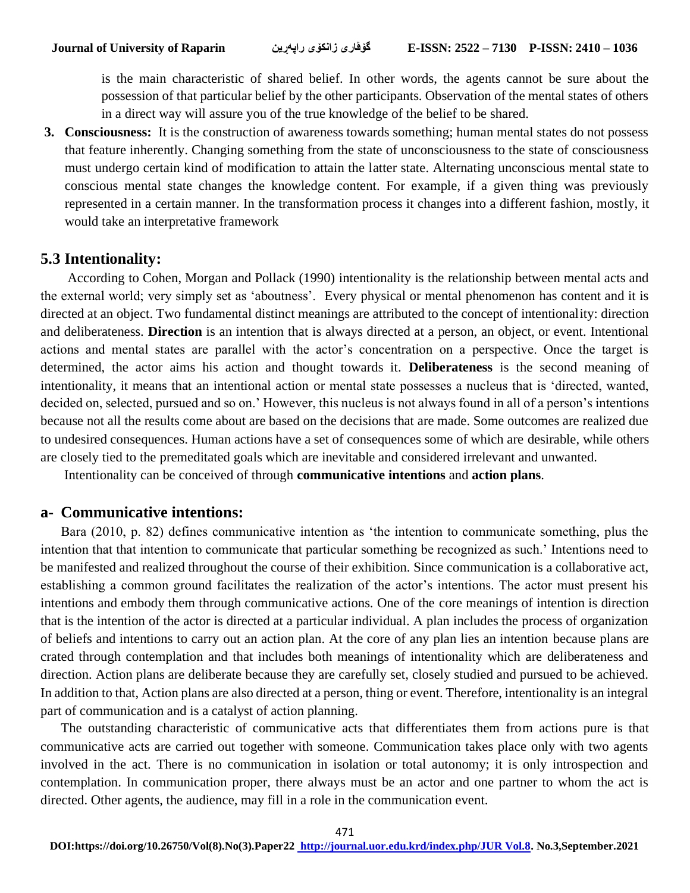is the main characteristic of shared belief. In other words, the agents cannot be sure about the possession of that particular belief by the other participants. Observation of the mental states of others in a direct way will assure you of the true knowledge of the belief to be shared.

3. **Consciousness:** It is the construction of awareness towards something; human mental states do not possess that feature inherently. Changing something from the state of unconsciousness to the state of consciousness must undergo certain kind of modification to attain the latter state. Alternating unconscious mental state to conscious mental state changes the knowledge content. For example, if a given thing was previously represented in a certain manner. In the transformation process it changes into a different fashion, mostly, it would take an interpretative framework

## 5.3 Intentionality:

According to Cohen, Morgan and Pollack (1990) intentionality is the relationship between mental acts and the external world; very simply set as 'aboutness'. Every physical or mental phenomenon has content and it is directed at an object. Two fundamental distinct meanings are attributed to the concept of intentionality: direction and deliberateness. **Direction** is an intention that is always directed at a person, an object, or event. Intentional actions and mental states are parallel with the actor's concentration on a perspective. Once the target is determined, the actor aims his action and thought towards it. **Deliberateness** is the second meaning of intentionality, it means that an intentional action or mental state possesses a nucleus that is 'directed, wanted, decided on, selected, pursued and so on.' However, this nucleus is not always found in all of a person's intentions because not all the results come about are based on the decisions that are made. Some outcomes are realized due to undesired consequences. Human actions have a set of consequences some of which are desirable, while others are closely tied to the premeditated goals which are inevitable and considered irrelevant and unwanted.

Intentionality can be conceived of through **communicative intentions** and **action plans**.

## a- Communicative intentions:

Bara (2010, p. 82) defines communicative intention as 'the intention to communicate something, plus the intention that that intention to communicate that particular something be recognized as such.' Intentions need to be manifested and realized throughout the course of their exhibition. Since communication is a collaborative act, establishing a common ground facilitates the realization of the actor's intentions. The actor must present his intentions and embody them through communicative actions. One of the core meanings of intention is direction that is the intention of the actor is directed at a particular individual. A plan includes the process of organization of beliefs and intentions to carry out an action plan. At the core of any plan lies an intention because plans are crated through contemplation and that includes both meanings of intentionality which are deliberateness and direction. Action plans are deliberate because they are carefully set, closely studied and pursued to be achieved. In addition to that, Action plans are also directed at a person, thing or event. Therefore, intentionality is an integral part of communication and is a catalyst of action planning.

The outstanding characteristic of communicative acts that differentiates them from actions pure is that communicative acts are carried out together with someone. Communication takes place only with two agents involved in the act. There is no communication in isolation or total autonomy; it is only introspection and contemplation. In communication proper, there always must be an actor and one partner to whom the act is directed. Other agents, the audience, may fill in a role in the communication event.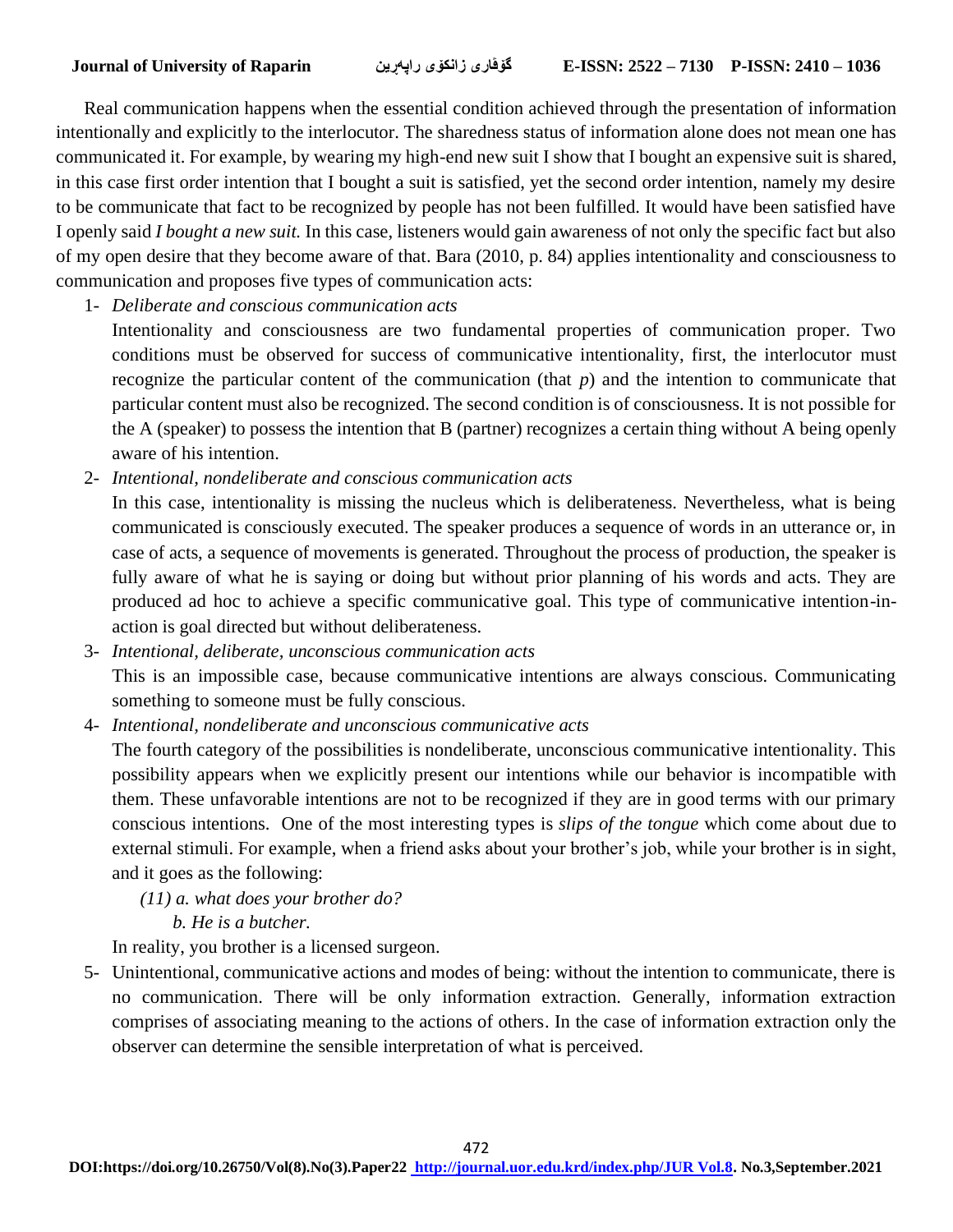Real communication happens when the essential condition achieved through the presentation of information intentionally and explicitly to the interlocutor. The sharedness status of information alone does not mean one has communicated it. For example, by wearing my high-end new suit I show that I bought an expensive suit is shared, in this case first order intention that I bought a suit is satisfied, yet the second order intention, namely my desire to be communicate that fact to be recognized by people has not been fulfilled. It would have been satisfied have I openly said *I bought a new suit.* In this case, listeners would gain awareness of not only the specific fact but also of my open desire that they become aware of that. Bara (2010, p. 84) applies intentionality and consciousness to communication and proposes five types of communication acts:

1- *Deliberate and conscious communication acts*

   Intentionality and consciousness are two fundamental properties of communication proper. Two conditions must be observed for success of communicative intentionality, first, the interlocutor must recognize the particular content of the communication (that *p*) and the intention to communicate that particular content must also be recognized. The second condition is of consciousness. It is not possible for the A (speaker) to possess the intention that B (partner) recognizes a certain thing without A being openly aware of his intention.

2- *Intentional, nondeliberate and conscious communication acts*

   In this case, intentionality is missing the nucleus which is deliberateness. Nevertheless, what is being communicated is consciously executed. The speaker produces a sequence of words in an utterance or, in case of acts, a sequence of movements is generated. Throughout the process of production, the speaker is fully aware of what he is saying or doing but without prior planning of his words and acts. They are produced ad hoc to achieve a specific communicative goal. This type of communicative intention-in-action is goal directed but without deliberateness.

3- *Intentional, deliberate, unconscious communication acts*

   This is an impossible case, because communicative intentions are always conscious. Communicating something to someone must be fully conscious.

4- *Intentional, nondeliberate and unconscious communicative acts*

   The fourth category of the possibilities is nondeliberate, unconscious communicative intentionality. This possibility appears when we explicitly present our intentions while our behavior is incompatible with them. These unfavorable intentions are not to be recognized if they are in good terms with our primary conscious intentions. One of the most interesting types is *slips of the tongue* which come about due to external stimuli. For example, when a friend asks about your brother's job, while your brother is in sight, and it goes as the following:

   *(11) a. what does your brother do?*

   *b. He is a butcher.*

   In reality, you brother is a licensed surgeon.

5- Unintentional, communicative actions and modes of being: without the intention to communicate, there is no communication. There will be only information extraction. Generally, information extraction comprises of associating meaning to the actions of others. In the case of information extraction only the observer can determine the sensible interpretation of what is perceived.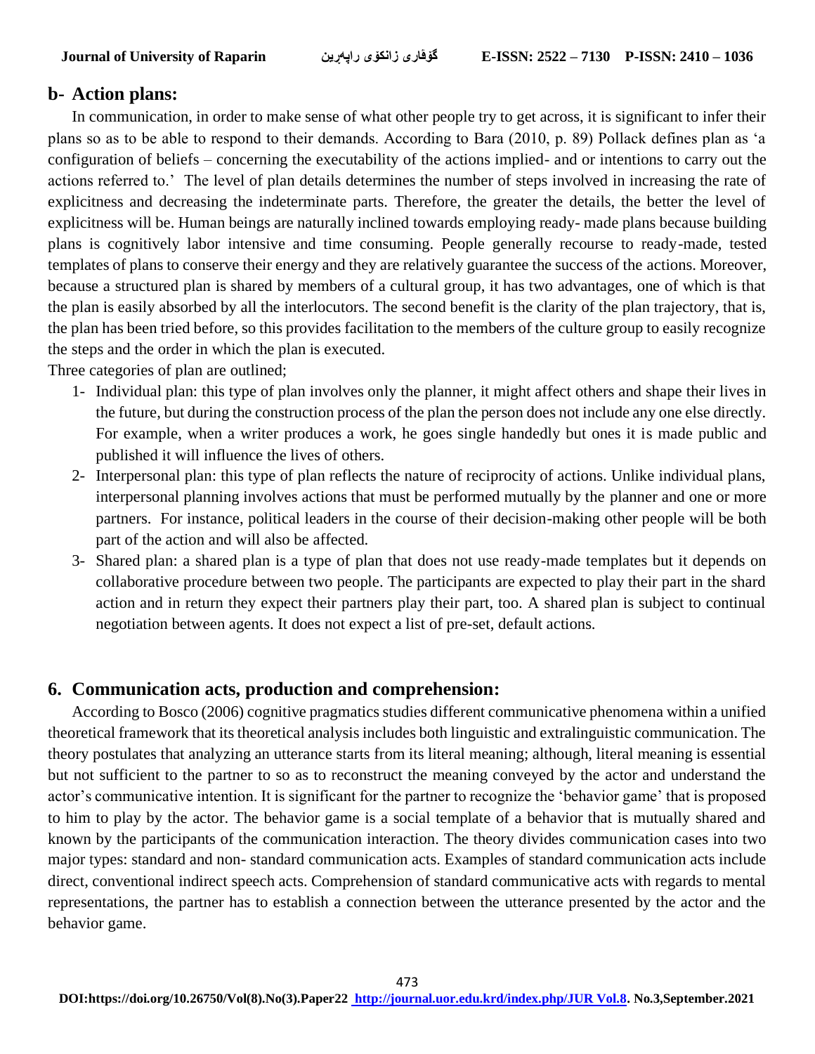## b- Action plans:

In communication, in order to make sense of what other people try to get across, it is significant to infer their plans so as to be able to respond to their demands. According to Bara (2010, p. 89) Pollack defines plan as 'a configuration of beliefs – concerning the executability of the actions implied- and or intentions to carry out the actions referred to.' The level of plan details determines the number of steps involved in increasing the rate of explicitness and decreasing the indeterminate parts. Therefore, the greater the details, the better the level of explicitness will be. Human beings are naturally inclined towards employing ready- made plans because building plans is cognitively labor intensive and time consuming. People generally recourse to ready-made, tested templates of plans to conserve their energy and they are relatively guarantee the success of the actions. Moreover, because a structured plan is shared by members of a cultural group, it has two advantages, one of which is that the plan is easily absorbed by all the interlocutors. The second benefit is the clarity of the plan trajectory, that is, the plan has been tried before, so this provides facilitation to the members of the culture group to easily recognize the steps and the order in which the plan is executed.

Three categories of plan are outlined;

1- Individual plan: this type of plan involves only the planner, it might affect others and shape their lives in the future, but during the construction process of the plan the person does not include any one else directly. For example, when a writer produces a work, he goes single handedly but ones it is made public and published it will influence the lives of others.
2- Interpersonal plan: this type of plan reflects the nature of reciprocity of actions. Unlike individual plans, interpersonal planning involves actions that must be performed mutually by the planner and one or more partners. For instance, political leaders in the course of their decision-making other people will be both part of the action and will also be affected.
3- Shared plan: a shared plan is a type of plan that does not use ready-made templates but it depends on collaborative procedure between two people. The participants are expected to play their part in the shard action and in return they expect their partners play their part, too. A shared plan is subject to continual negotiation between agents. It does not expect a list of pre-set, default actions.

## 6. Communication acts, production and comprehension:

According to Bosco (2006) cognitive pragmatics studies different communicative phenomena within a unified theoretical framework that its theoretical analysis includes both linguistic and extralinguistic communication. The theory postulates that analyzing an utterance starts from its literal meaning; although, literal meaning is essential but not sufficient to the partner to so as to reconstruct the meaning conveyed by the actor and understand the actor's communicative intention. It is significant for the partner to recognize the 'behavior game' that is proposed to him to play by the actor. The behavior game is a social template of a behavior that is mutually shared and known by the participants of the communication interaction. The theory divides communication cases into two major types: standard and non- standard communication acts. Examples of standard communication acts include direct, conventional indirect speech acts. Comprehension of standard communicative acts with regards to mental representations, the partner has to establish a connection between the utterance presented by the actor and the behavior game.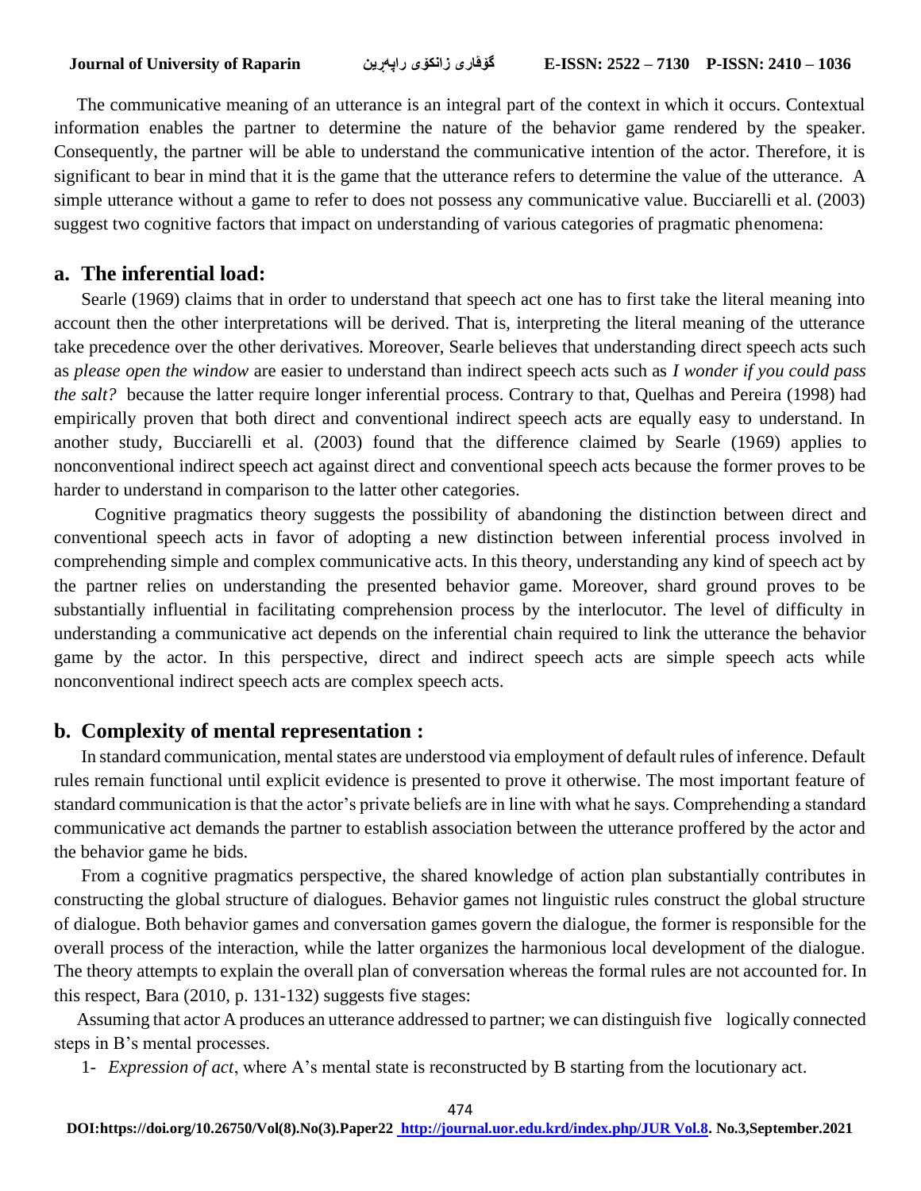The communicative meaning of an utterance is an integral part of the context in which it occurs. Contextual information enables the partner to determine the nature of the behavior game rendered by the speaker. Consequently, the partner will be able to understand the communicative intention of the actor. Therefore, it is significant to bear in mind that it is the game that the utterance refers to determine the value of the utterance. A simple utterance without a game to refer to does not possess any communicative value. Bucciarelli et al. (2003) suggest two cognitive factors that impact on understanding of various categories of pragmatic phenomena:

## a. The inferential load:

Searle (1969) claims that in order to understand that speech act one has to first take the literal meaning into account then the other interpretations will be derived. That is, interpreting the literal meaning of the utterance take precedence over the other derivatives. Moreover, Searle believes that understanding direct speech acts such as *please open the window* are easier to understand than indirect speech acts such as *I wonder if you could pass the salt?* because the latter require longer inferential process. Contrary to that, Quelhas and Pereira (1998) had empirically proven that both direct and conventional indirect speech acts are equally easy to understand. In another study, Bucciarelli et al. (2003) found that the difference claimed by Searle (1969) applies to nonconventional indirect speech act against direct and conventional speech acts because the former proves to be harder to understand in comparison to the latter other categories.

Cognitive pragmatics theory suggests the possibility of abandoning the distinction between direct and conventional speech acts in favor of adopting a new distinction between inferential process involved in comprehending simple and complex communicative acts. In this theory, understanding any kind of speech act by the partner relies on understanding the presented behavior game. Moreover, shard ground proves to be substantially influential in facilitating comprehension process by the interlocutor. The level of difficulty in understanding a communicative act depends on the inferential chain required to link the utterance the behavior game by the actor. In this perspective, direct and indirect speech acts are simple speech acts while nonconventional indirect speech acts are complex speech acts.

## b. Complexity of mental representation :

In standard communication, mental states are understood via employment of default rules of inference. Default rules remain functional until explicit evidence is presented to prove it otherwise. The most important feature of standard communication is that the actor's private beliefs are in line with what he says. Comprehending a standard communicative act demands the partner to establish association between the utterance proffered by the actor and the behavior game he bids.

From a cognitive pragmatics perspective, the shared knowledge of action plan substantially contributes in constructing the global structure of dialogues. Behavior games not linguistic rules construct the global structure of dialogue. Both behavior games and conversation games govern the dialogue, the former is responsible for the overall process of the interaction, while the latter organizes the harmonious local development of the dialogue. The theory attempts to explain the overall plan of conversation whereas the formal rules are not accounted for. In this respect, Bara (2010, p. 131-132) suggests five stages:

Assuming that actor A produces an utterance addressed to partner; we can distinguish five logically connected steps in B's mental processes.

1- *Expression of act*, where A's mental state is reconstructed by B starting from the locutionary act.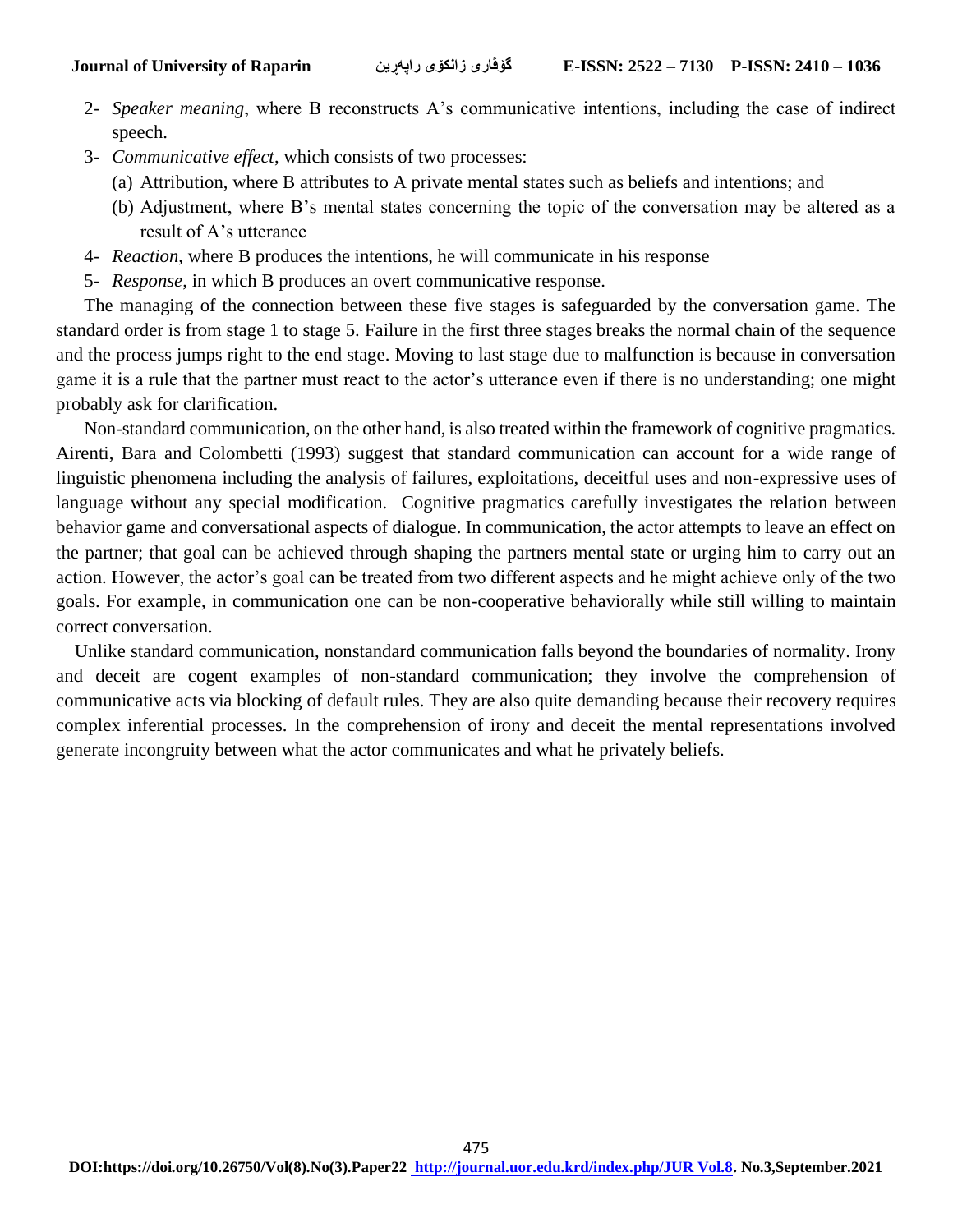2- *Speaker meaning*, where B reconstructs A's communicative intentions, including the case of indirect speech.

3- *Communicative effect*, which consists of two processes:

   (a) Attribution, where B attributes to A private mental states such as beliefs and intentions; and

   (b) Adjustment, where B's mental states concerning the topic of the conversation may be altered as a result of A's utterance

4- *Reaction*, where B produces the intentions, he will communicate in his response

5- *Response*, in which B produces an overt communicative response.

The managing of the connection between these five stages is safeguarded by the conversation game. The standard order is from stage 1 to stage 5. Failure in the first three stages breaks the normal chain of the sequence and the process jumps right to the end stage. Moving to last stage due to malfunction is because in conversation game it is a rule that the partner must react to the actor's utterance even if there is no understanding; one might probably ask for clarification.

Non-standard communication, on the other hand, is also treated within the framework of cognitive pragmatics. Airenti, Bara and Colombetti (1993) suggest that standard communication can account for a wide range of linguistic phenomena including the analysis of failures, exploitations, deceitful uses and non-expressive uses of language without any special modification. Cognitive pragmatics carefully investigates the relation between behavior game and conversational aspects of dialogue. In communication, the actor attempts to leave an effect on the partner; that goal can be achieved through shaping the partners mental state or urging him to carry out an action. However, the actor's goal can be treated from two different aspects and he might achieve only of the two goals. For example, in communication one can be non-cooperative behaviorally while still willing to maintain correct conversation.

Unlike standard communication, nonstandard communication falls beyond the boundaries of normality. Irony and deceit are cogent examples of non-standard communication; they involve the comprehension of communicative acts via blocking of default rules. They are also quite demanding because their recovery requires complex inferential processes. In the comprehension of irony and deceit the mental representations involved generate incongruity between what the actor communicates and what he privately beliefs.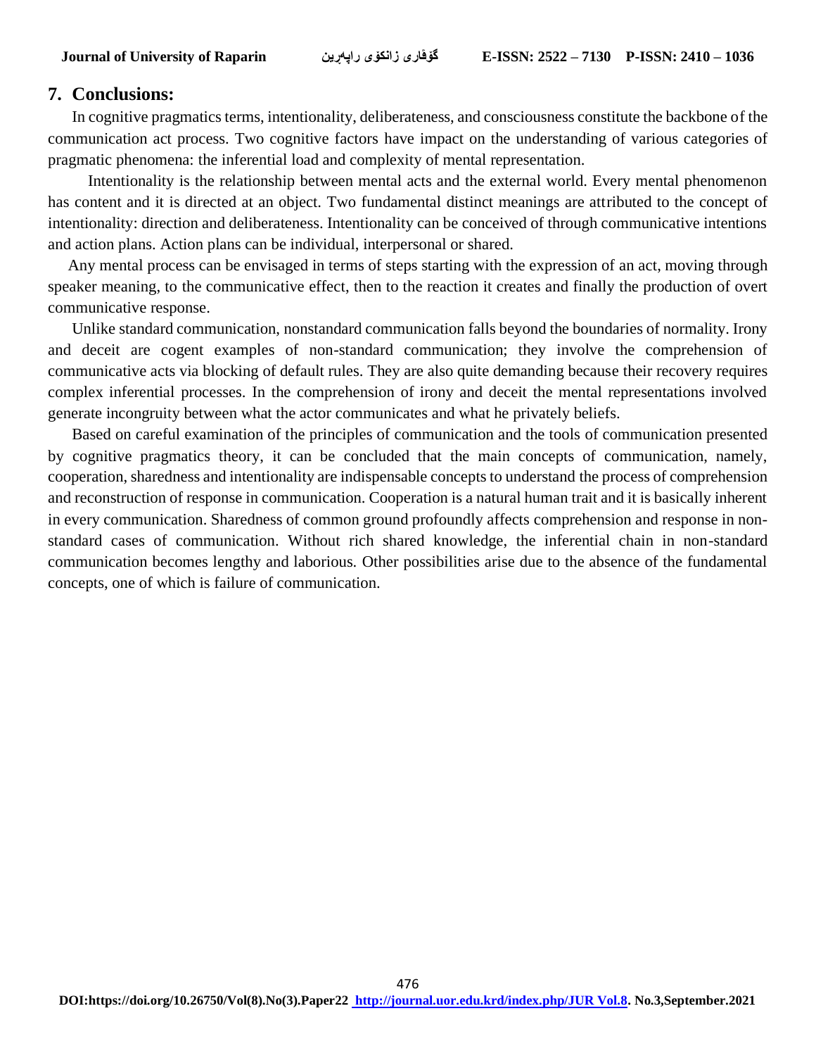## 7. Conclusions:

In cognitive pragmatics terms, intentionality, deliberateness, and consciousness constitute the backbone of the communication act process. Two cognitive factors have impact on the understanding of various categories of pragmatic phenomena: the inferential load and complexity of mental representation.

Intentionality is the relationship between mental acts and the external world. Every mental phenomenon has content and it is directed at an object. Two fundamental distinct meanings are attributed to the concept of intentionality: direction and deliberateness. Intentionality can be conceived of through communicative intentions and action plans. Action plans can be individual, interpersonal or shared.

Any mental process can be envisaged in terms of steps starting with the expression of an act, moving through speaker meaning, to the communicative effect, then to the reaction it creates and finally the production of overt communicative response.

Unlike standard communication, nonstandard communication falls beyond the boundaries of normality. Irony and deceit are cogent examples of non-standard communication; they involve the comprehension of communicative acts via blocking of default rules. They are also quite demanding because their recovery requires complex inferential processes. In the comprehension of irony and deceit the mental representations involved generate incongruity between what the actor communicates and what he privately beliefs.

Based on careful examination of the principles of communication and the tools of communication presented by cognitive pragmatics theory, it can be concluded that the main concepts of communication, namely, cooperation, sharedness and intentionality are indispensable concepts to understand the process of comprehension and reconstruction of response in communication. Cooperation is a natural human trait and it is basically inherent in every communication. Sharedness of common ground profoundly affects comprehension and response in non-standard cases of communication. Without rich shared knowledge, the inferential chain in non-standard communication becomes lengthy and laborious. Other possibilities arise due to the absence of the fundamental concepts, one of which is failure of communication.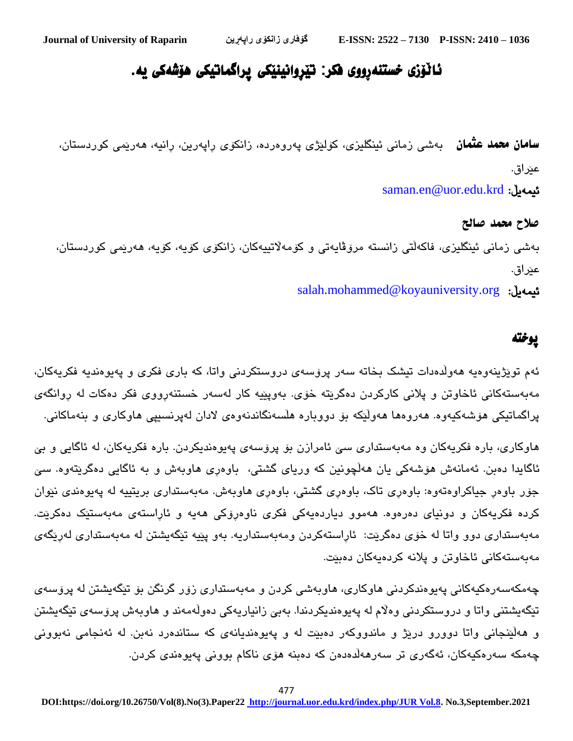# ئالۆزی خستنەڕووی فکر: تێڕوانینێکی پراگماتیکی هۆشەکی یە.

**سامان محمد عثمان** بەشی زمانی ئینگلیزی، کۆلێژی پەروەردە، زانکۆی ڕاپەڕین، ڕانیە، هەرێمی کوردستان، عێراق.

**ئیمەیل:** saman.en@uor.edu.krd

**صلاح محمد صالح**

بەشی زمانی ئینگلیزی، فاکەڵتی زانستە مرۆڤایەتی و کۆمەڵاتییەکان، زانکۆی کۆیە، کۆیە، هەرێمی کوردستان، عێراق.

**ئیمەیل:** salah.mohammed@koyauniversity.org

## پوختە

ئەم توێژینەوەیە هەوڵەدات تیشک بخاتە سەر پرۆسەی دروستکردنی واتا، کە باری فکری و پەیوەندیە فکریەکان، مەبەستەکانی ئاخاوتن و پلانی کارکردن دەگرێتە خۆی. بەوپێیە کار لەسەر خستنەڕووی فکر دەکات لە ڕوانگەی پراگماتیکی هۆشەکیەوە. هەروەها هەوڵێکە بۆ دووبارە هەڵسەنگاندنەوەی لادان لەپرنسیپی هاوکاری و بنەماکانی.

هاوکاری، بارە فکریەکان وە مەبەستداری سێ ئامرازن بۆ پرۆسەی پەیوەندیکردن. بارە فکریەکان، لە ئاگایی و بێ ئاگایدا دەبن. ئەمانەش هۆشەکی یان هەڵچونین کە وریای گشتی، باوەڕی هاوبەش و بە ئاگایی دەگرێتەوە. سێ جۆر باوەڕ جیاکراوەتەوە: باوەڕی تاک، باوەڕی گشتی، باوەڕی هاوبەش. مەبەستداری بریتییە لە پەیوەندی نێوان کردە فکریەکان و دونیای دەرەوە. هەموو دیاردەیەکی فکری ناوەڕۆکی هەیە و ئاڕاستەی مەبەستێک دەکرێت. مەبەستداری دوو واتا لە خۆی دەگرێت: ئاڕاستەکردن ومەبەستداریە. بەو پێیە تێگەیشتن لە مەبەستداری لەڕێگەی مەبەستەکانی ئاخاوتن و پلانە کردەیەکان دەبێت.

چەمکەسەرەکیەکانی پەیوەندکردنی هاوکاری، هاوبەشی کردن و مەبەستداری زۆر گرنگن بۆ تێگەیشتن لە پرۆسەی تێگەیشتنی واتا و دروستکردنی وەڵام لە پەیوەندیکردندا. بەبێ زانیاریەکی دەوڵەمەند و هاوبەش پرۆسەی تێگەیشتن و هەڵێنجانی واتا دوورو درێژ و ماندووکەر دەبێت لە و پەیوەندیانەی کە ستاندەرد نەبن. لە ئەنجامی نەبوونی چەمکە سەرەکیەکان، ئەگەری تر سەرهەڵدەدەن کە دەبنە هۆی ناکام بوونی پەیوەندی کردن.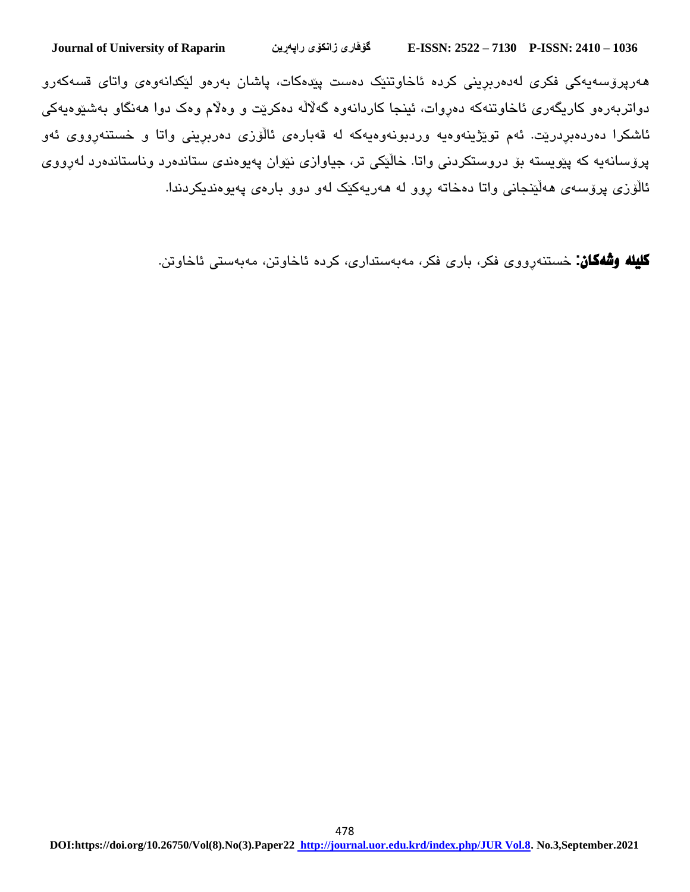هەرپرۆسەیەکی فکری لەدەربڕینی کردە ئاخاوتنێک دەست پێدەکات، پاشان بەرەو لێکدانەوەی واتای قسەکەرو دواتربەرەو کاریگەری ئاخاوتنەکە دەڕوات، ئینجا کاردانەوە گەلاڵە دەکرێت و وەڵام وەک دوا هەنگاو بەشێوەیەکی ئاشکرا دەردەبڕدرێت. ئەم توێژینەوەیە وردبونەوەیەکە لە قەبارەی ئاڵۆزی دەربڕینی واتا و خستنەڕووی ئەو پرۆسانەیە کە پێویستە بۆ دروستکردنی واتا. خاڵێکی تر، جیاوازی نێوان پەیوەندی ستاندەرد وناستاندەرد لەڕووی ئاڵۆزی پرۆسەی هەڵێنجانی واتا دەخاتە ڕوو لە هەریەکێک لەو دوو بارەی پەیوەندیکردندا.

**کلیلە وشەکان:** خستنەڕووی فکر، باری فکر، مەبەستداری، کردە ئاخاوتن، مەبەستی ئاخاوتن.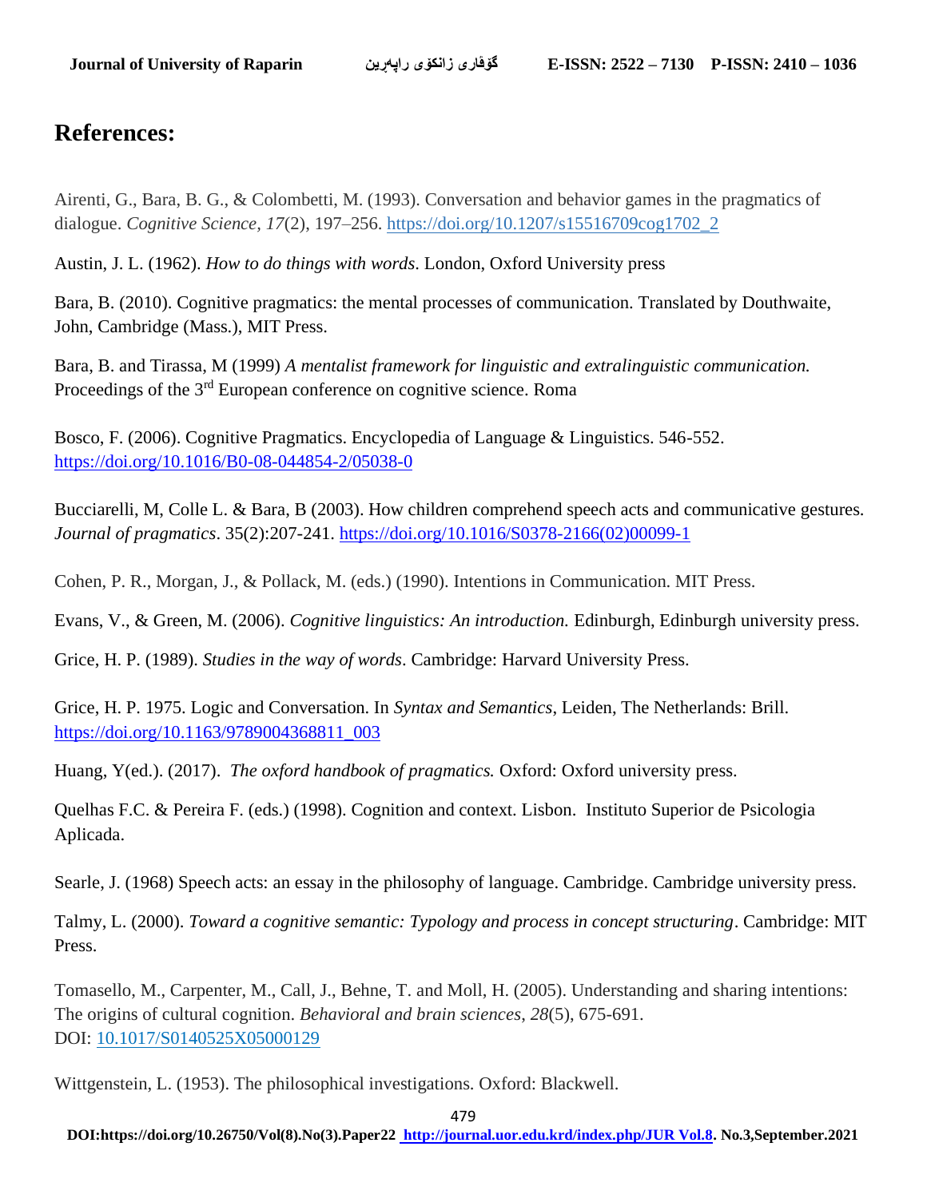# References:

Airenti, G., Bara, B. G., & Colombetti, M. (1993). Conversation and behavior games in the pragmatics of dialogue. *Cognitive Science*, *17*(2), 197–256. https://doi.org/10.1207/s15516709cog1702_2

Austin, J. L. (1962). *How to do things with words*. London, Oxford University press

Bara, B. (2010). Cognitive pragmatics: the mental processes of communication. Translated by Douthwaite, John, Cambridge (Mass.), MIT Press.

Bara, B. and Tirassa, M (1999) *A mentalist framework for linguistic and extralinguistic communication.* Proceedings of the 3rd European conference on cognitive science. Roma

Bosco, F. (2006). Cognitive Pragmatics. Encyclopedia of Language & Linguistics. 546-552. https://doi.org/10.1016/B0-08-044854-2/05038-0

Bucciarelli, M, Colle L. & Bara, B (2003). How children comprehend speech acts and communicative gestures. *Journal of pragmatics*. 35(2):207-241. https://doi.org/10.1016/S0378-2166(02)00099-1

Cohen, P. R., Morgan, J., & Pollack, M. (eds.) (1990). Intentions in Communication. MIT Press.

Evans, V., & Green, M. (2006). *Cognitive linguistics: An introduction.* Edinburgh, Edinburgh university press.

Grice, H. P. (1989). *Studies in the way of words*. Cambridge: Harvard University Press.

Grice, H. P. 1975. Logic and Conversation. In *Syntax and Semantics*, Leiden, The Netherlands: Brill. https://doi.org/10.1163/9789004368811_003

Huang, Y(ed.). (2017). *The oxford handbook of pragmatics.* Oxford: Oxford university press.

Quelhas F.C. & Pereira F. (eds.) (1998). Cognition and context. Lisbon. Instituto Superior de Psicologia Aplicada.

Searle, J. (1968) Speech acts: an essay in the philosophy of language. Cambridge. Cambridge university press.

Talmy, L. (2000). *Toward a cognitive semantic: Typology and process in concept structuring*. Cambridge: MIT Press.

Tomasello, M., Carpenter, M., Call, J., Behne, T. and Moll, H. (2005). Understanding and sharing intentions: The origins of cultural cognition. *Behavioral and brain sciences*, *28*(5), 675-691. DOI: 10.1017/S0140525X05000129

Wittgenstein, L. (1953). The philosophical investigations. Oxford: Blackwell.